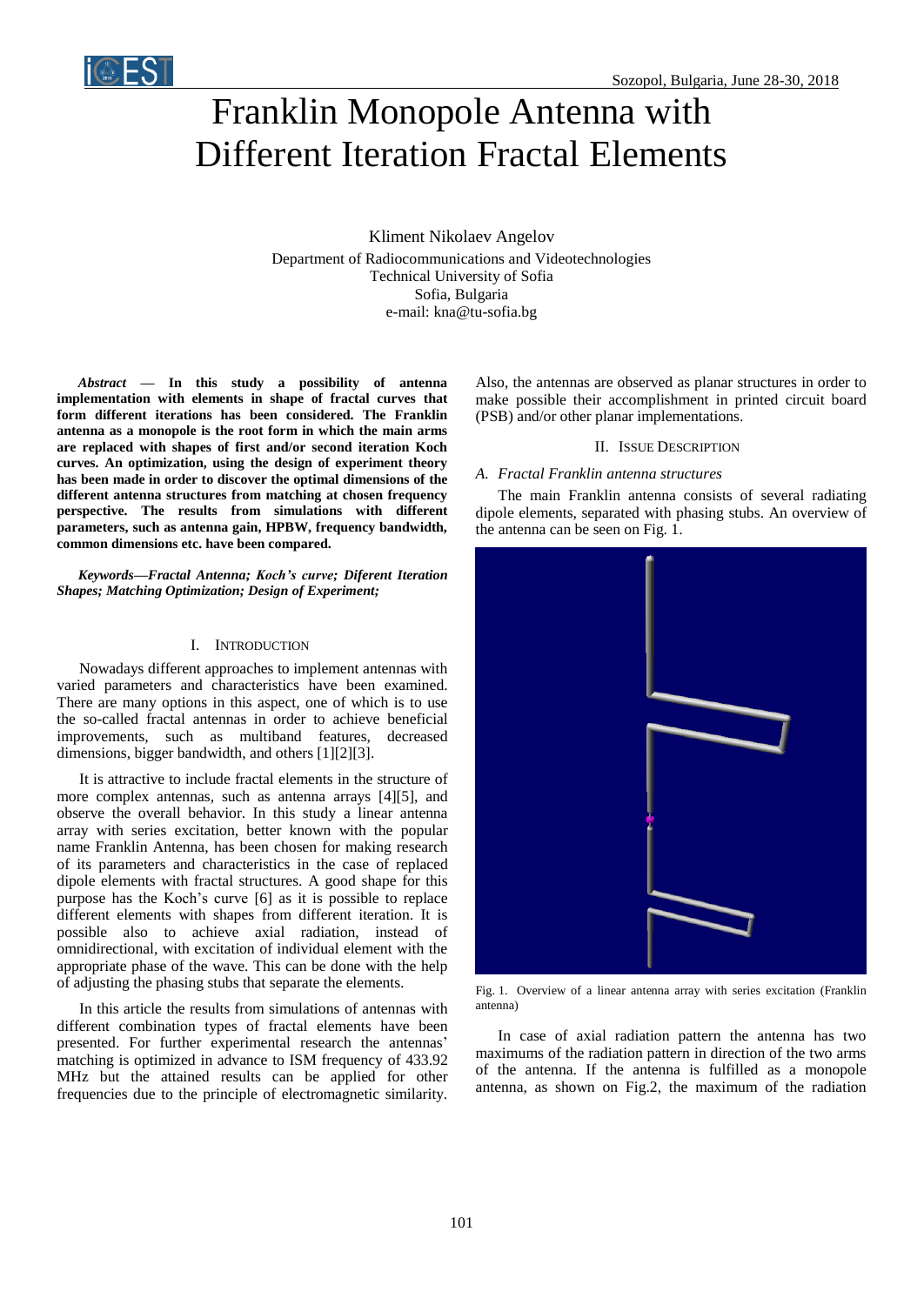# Franklin Monopole Antenna with Different Iteration Fractal Elements

Kliment Nikolaev Angelov
Department of Radiocommunications and Videotechnologies
Technical University of Sofia
Sofia, Bulgaria
e-mail: kna@tu-sofia.bg

***Abstract* — In this study a possibility of antenna implementation with elements in shape of fractal curves that form different iterations has been considered. The Franklin antenna as a monopole is the root form in which the main arms are replaced with shapes of first and/or second iteration Koch curves. An optimization, using the design of experiment theory has been made in order to discover the optimal dimensions of the different antenna structures from matching at chosen frequency perspective. The results from simulations with different parameters, such as antenna gain, HPBW, frequency bandwidth, common dimensions etc. have been compared.**

***Keywords—Fractal Antenna; Koch's curve; Diferent Iteration Shapes; Matching Optimization; Design of Experiment;***

## I. Introduction

Nowadays different approaches to implement antennas with varied parameters and characteristics have been examined. There are many options in this aspect, one of which is to use the so-called fractal antennas in order to achieve beneficial improvements, such as multiband features, decreased dimensions, bigger bandwidth, and others [1][2][3].

It is attractive to include fractal elements in the structure of more complex antennas, such as antenna arrays [4][5], and observe the overall behavior. In this study a linear antenna array with series excitation, better known with the popular name Franklin Antenna, has been chosen for making research of its parameters and characteristics in the case of replaced dipole elements with fractal structures. A good shape for this purpose has the Koch's curve [6] as it is possible to replace different elements with shapes from different iteration. It is possible also to achieve axial radiation, instead of omnidirectional, with excitation of individual element with the appropriate phase of the wave. This can be done with the help of adjusting the phasing stubs that separate the elements.

In this article the results from simulations of antennas with different combination types of fractal elements have been presented. For further experimental research the antennas' matching is optimized in advance to ISM frequency of 433.92 MHz but the attained results can be applied for other frequencies due to the principle of electromagnetic similarity. Also, the antennas are observed as planar structures in order to make possible their accomplishment in printed circuit board (PSB) and/or other planar implementations.

## II. Issue Description

### *A. Fractal Franklin antenna structures*

The main Franklin antenna consists of several radiating dipole elements, separated with phasing stubs. An overview of the antenna can be seen on Fig. 1.

Fig. 1. Overview of a linear antenna array with series excitation (Franklin antenna)

In case of axial radiation pattern the antenna has two maximums of the radiation pattern in direction of the two arms of the antenna. If the antenna is fulfilled as a monopole antenna, as shown on Fig.2, the maximum of the radiation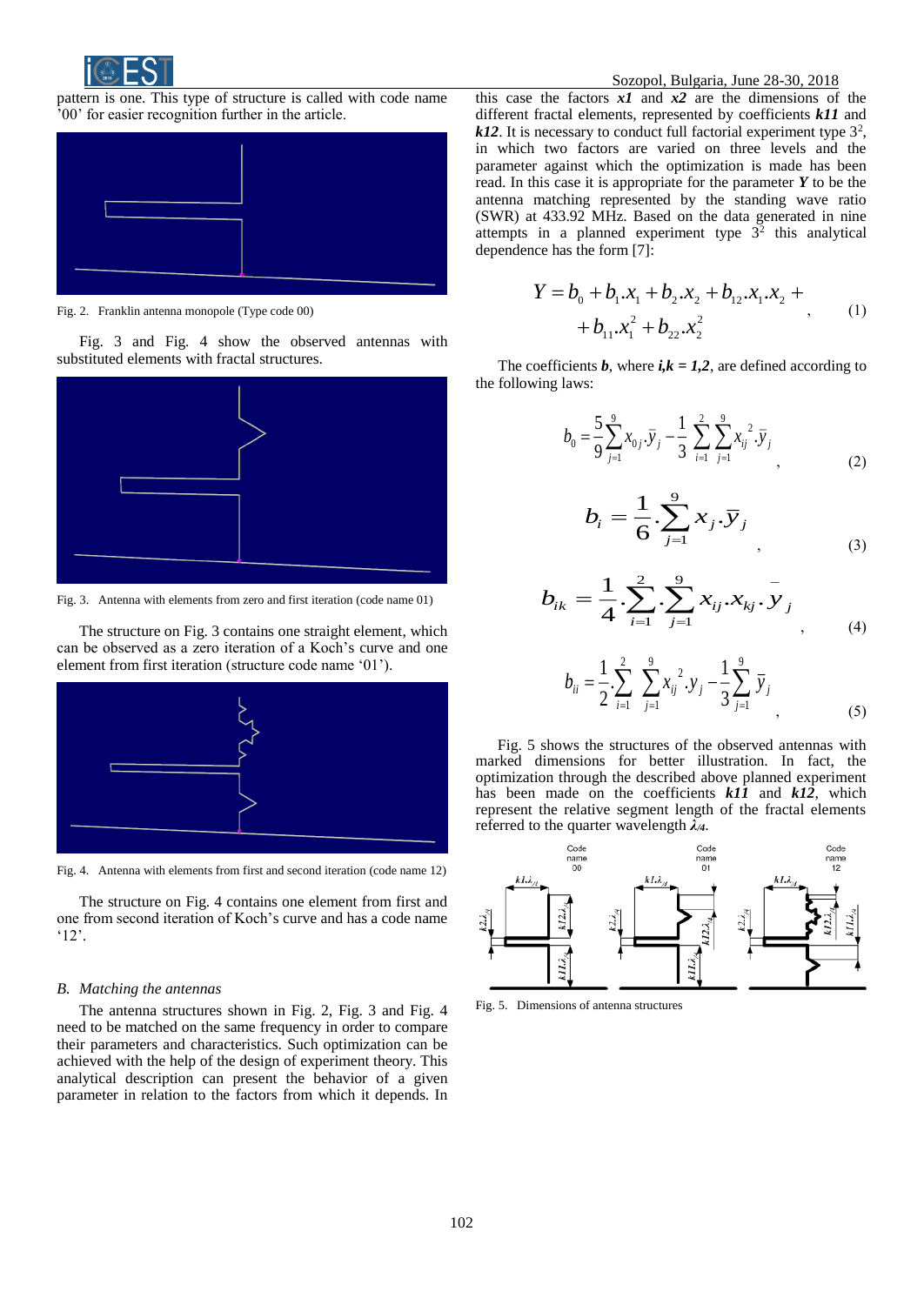pattern is one. This type of structure is called with code name '00' for easier recognition further in the article.

Fig. 2. Franklin antenna monopole (Type code 00)

Fig. 3 and Fig. 4 show the observed antennas with substituted elements with fractal structures.

Fig. 3. Antenna with elements from zero and first iteration (code name 01)

The structure on Fig. 3 contains one straight element, which can be observed as a zero iteration of a Koch's curve and one element from first iteration (structure code name '01').

Fig. 4. Antenna with elements from first and second iteration (code name 12)

The structure on Fig. 4 contains one element from first and one from second iteration of Koch's curve and has a code name '12'.

### *B. Matching the antennas*

The antenna structures shown in Fig. 2, Fig. 3 and Fig. 4 need to be matched on the same frequency in order to compare their parameters and characteristics. Such optimization can be achieved with the help of the design of experiment theory. This analytical description can present the behavior of a given parameter in relation to the factors from which it depends. In this case the factors ***x1*** and ***x2*** are the dimensions of the different fractal elements, represented by coefficients ***k11*** and ***k12***. It is necessary to conduct full factorial experiment type $3^2$, in which two factors are varied on three levels and the parameter against which the optimization is made has been read. In this case it is appropriate for the parameter ***Y*** to be the antenna matching represented by the standing wave ratio (SWR) at 433.92 MHz. Based on the data generated in nine attempts in a planned experiment type $3^2$ this analytical dependence has the form [7]:

$$Y = b_0 + b_1.x_1 + b_2.x_2 + b_{12}.x_1.x_2 + \\ + b_{11}.x_1^2 + b_{22}.x_2^2 , \qquad (1)$$

The coefficients ***b***, where ***i,k = 1,2***, are defined according to the following laws:

$$b_0 = \frac{5}{9}\sum_{j=1}^{9} x_{0j}.\bar{y}_j - \frac{1}{3}\sum_{i=1}^{2}\sum_{j=1}^{9} x_{ij}^2.\bar{y}_j , \qquad (2)$$

$$b_i = \frac{1}{6}.\sum_{j=1}^{9} x_j.\bar{y}_j , \qquad (3)$$

$$b_{ik} = \frac{1}{4}.\sum_{i=1}^{2}.\sum_{j=1}^{9} x_{ij}.x_{kj}.\bar{y}_j , \qquad (4)$$

$$b_{ii} = \frac{1}{2}\sum_{i=1}^{2}\sum_{j=1}^{9} x_{ij}^2.y_j - \frac{1}{3}\sum_{j=1}^{9}\bar{y}_j , \qquad (5)$$

Fig. 5 shows the structures of the observed antennas with marked dimensions for better illustration. In fact, the optimization through the described above planned experiment has been made on the coefficients ***k11*** and ***k12***, which represent the relative segment length of the fractal elements referred to the quarter wavelength $\lambda_{/4}$.

Fig. 5. Dimensions of antenna structures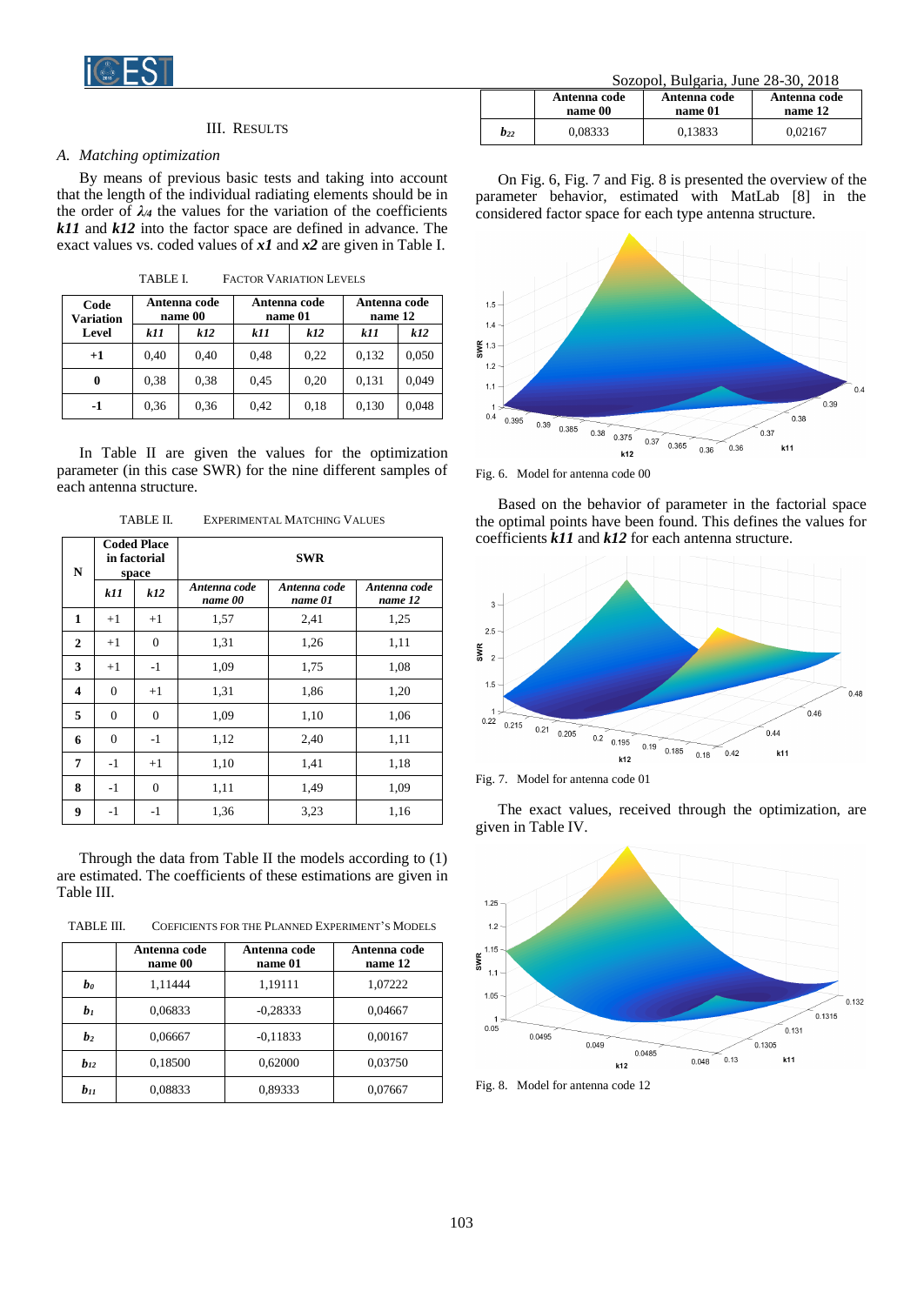## III. Results

### *A. Matching optimization*

By means of previous basic tests and taking into account that the length of the individual radiating elements should be in the order of $\lambda_{/4}$ the values for the variation of the coefficients ***k11*** and ***k12*** into the factor space are defined in advance. The exact values vs. coded values of ***x1*** and ***x2*** are given in Table I.

TABLE I. Factor Variation Levels

| Code Variation Level | Antenna code name 00 | | Antenna code name 01 | | Antenna code name 12 | |
|---|---|---|---|---|---|---|
| | *k11* | *k12* | *k11* | *k12* | *k11* | *k12* |
| **+1** | 0,40 | 0,40 | 0,48 | 0,22 | 0,132 | 0,050 |
| **0** | 0,38 | 0,38 | 0,45 | 0,20 | 0,131 | 0,049 |
| **-1** | 0,36 | 0,36 | 0,42 | 0,18 | 0,130 | 0,048 |

In Table II are given the values for the optimization parameter (in this case SWR) for the nine different samples of each antenna structure.

TABLE II. Experimental Matching Values

| N | Coded Place in factorial space | | SWR | | |
|---|---|---|---|---|---|
| | *k11* | *k12* | *Antenna code name 00* | *Antenna code name 01* | *Antenna code name 12* |
| **1** | +1 | +1 | 1,57 | 2,41 | 1,25 |
| **2** | +1 | 0 | 1,31 | 1,26 | 1,11 |
| **3** | +1 | -1 | 1,09 | 1,75 | 1,08 |
| **4** | 0 | +1 | 1,31 | 1,86 | 1,20 |
| **5** | 0 | 0 | 1,09 | 1,10 | 1,06 |
| **6** | 0 | -1 | 1,12 | 2,40 | 1,11 |
| **7** | -1 | +1 | 1,10 | 1,41 | 1,18 |
| **8** | -1 | 0 | 1,11 | 1,49 | 1,09 |
| **9** | -1 | -1 | 1,36 | 3,23 | 1,16 |

Through the data from Table II the models according to (1) are estimated. The coefficients of these estimations are given in Table III.

TABLE III. Coeficients for the Planned Experiment's Models

| | Antenna code name 00 | Antenna code name 01 | Antenna code name 12 |
|---|---|---|---|
| $b_0$ | 1,11444 | 1,19111 | 1,07222 |
| $b_1$ | 0,06833 | -0,28333 | 0,04667 |
| $b_2$ | 0,06667 | -0,11833 | 0,00167 |
| $b_{12}$ | 0,18500 | 0,62000 | 0,03750 |
| $b_{11}$ | 0,08833 | 0,89333 | 0,07667 |
| $b_{22}$ | 0,08333 | 0,13833 | 0,02167 |

On Fig. 6, Fig. 7 and Fig. 8 is presented the overview of the parameter behavior, estimated with MatLab [8] in the considered factor space for each type antenna structure.

Fig. 6. Model for antenna code 00

Based on the behavior of parameter in the factorial space the optimal points have been found. This defines the values for coefficients ***k11*** and ***k12*** for each antenna structure.

Fig. 7. Model for antenna code 01

The exact values, received through the optimization, are given in Table IV.

Fig. 8. Model for antenna code 12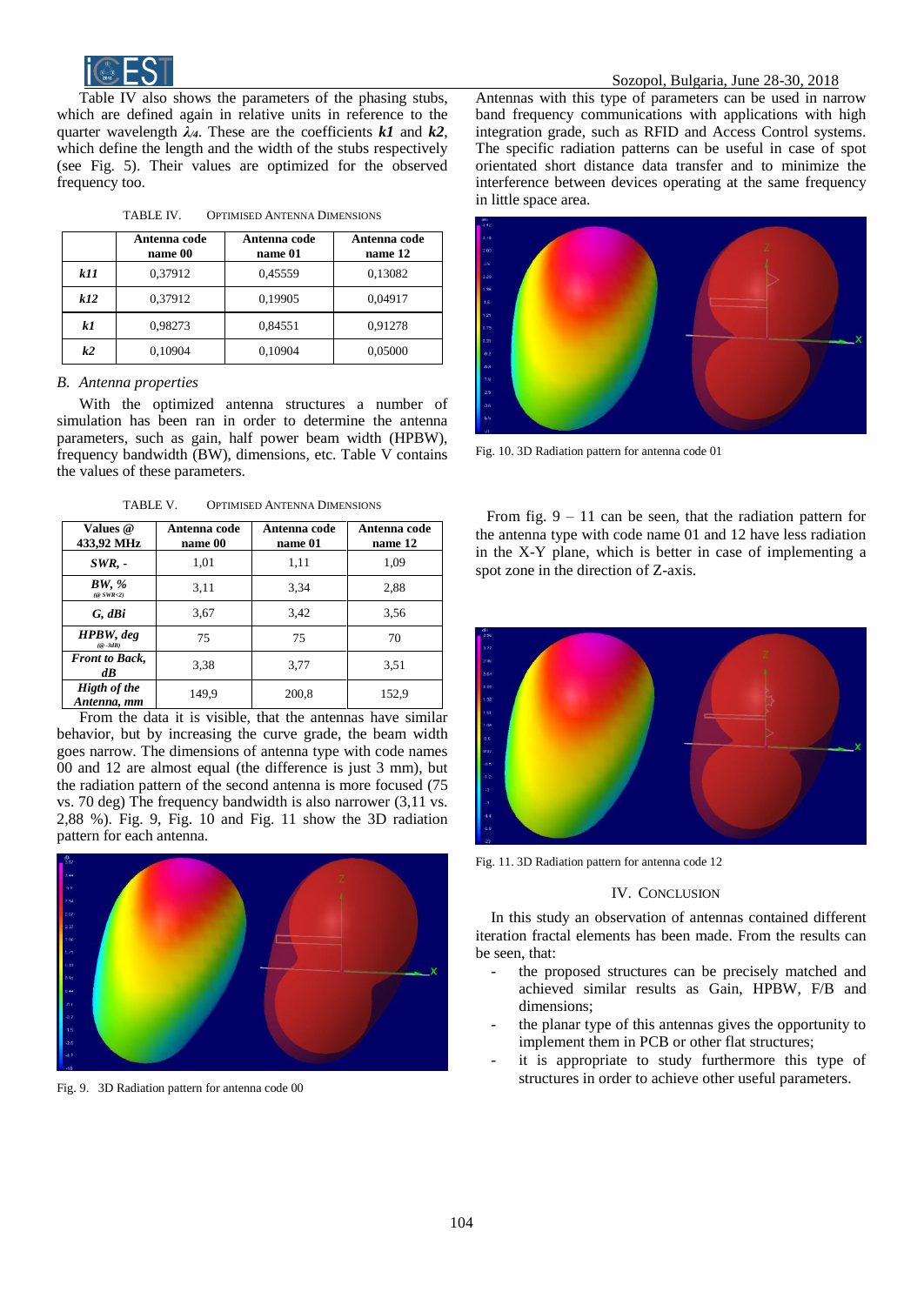Table IV also shows the parameters of the phasing stubs, which are defined again in relative units in reference to the quarter wavelength $\lambda_{/4}$. These are the coefficients ***k1*** and ***k2***, which define the length and the width of the stubs respectively (see Fig. 5). Their values are optimized for the observed frequency too.

TABLE IV. OPTIMISED ANTENNA DIMENSIONS

| | Antenna code name 00 | Antenna code name 01 | Antenna code name 12 |
|---|---|---|---|
| ***k11*** | 0,37912 | 0,45559 | 0,13082 |
| ***k12*** | 0,37912 | 0,19905 | 0,04917 |
| ***k1*** | 0,98273 | 0,84551 | 0,91278 |
| ***k2*** | 0,10904 | 0,10904 | 0,05000 |

*B. Antenna properties*

With the optimized antenna structures a number of simulation has been ran in order to determine the antenna parameters, such as gain, half power beam width (HPBW), frequency bandwidth (BW), dimensions, etc. Table V contains the values of these parameters.

TABLE V. OPTIMISED ANTENNA DIMENSIONS

| Values @ 433,92 MHz | Antenna code name 00 | Antenna code name 01 | Antenna code name 12 |
|---|---|---|---|
| ***SWR, -*** | 1,01 | 1,11 | 1,09 |
| ***BW, %*** (@ SWR<2) | 3,11 | 3,34 | 2,88 |
| ***G, dBi*** | 3,67 | 3,42 | 3,56 |
| ***HPBW, deg*** (@ -3dB) | 75 | 75 | 70 |
| ***Front to Back, dB*** | 3,38 | 3,77 | 3,51 |
| ***High of the Antenna, mm*** | 149,9 | 200,8 | 152,9 |

From the data it is visible, that the antennas have similar behavior, but by increasing the curve grade, the beam width goes narrow. The dimensions of antenna type with code names 00 and 12 are almost equal (the difference is just 3 mm), but the radiation pattern of the second antenna is more focused (75 vs. 70 deg) The frequency bandwidth is also narrower (3,11 vs. 2,88 %). Fig. 9, Fig. 10 and Fig. 11 show the 3D radiation pattern for each antenna.

Fig. 9. 3D Radiation pattern for antenna code 00

Antennas with this type of parameters can be used in narrow band frequency communications with applications with high integration grade, such as RFID and Access Control systems. The specific radiation patterns can be useful in case of spot orientated short distance data transfer and to minimize the interference between devices operating at the same frequency in little space area.

Fig. 10. 3D Radiation pattern for antenna code 01

From fig. 9 – 11 can be seen, that the radiation pattern for the antenna type with code name 01 and 12 have less radiation in the X-Y plane, which is better in case of implementing a spot zone in the direction of Z-axis.

Fig. 11. 3D Radiation pattern for antenna code 12

## IV. CONCLUSION

In this study an observation of antennas contained different iteration fractal elements has been made. From the results can be seen, that:

- the proposed structures can be precisely matched and achieved similar results as Gain, HPBW, F/B and dimensions;
- the planar type of this antennas gives the opportunity to implement them in PCB or other flat structures;
- it is appropriate to study furthermore this type of structures in order to achieve other useful parameters.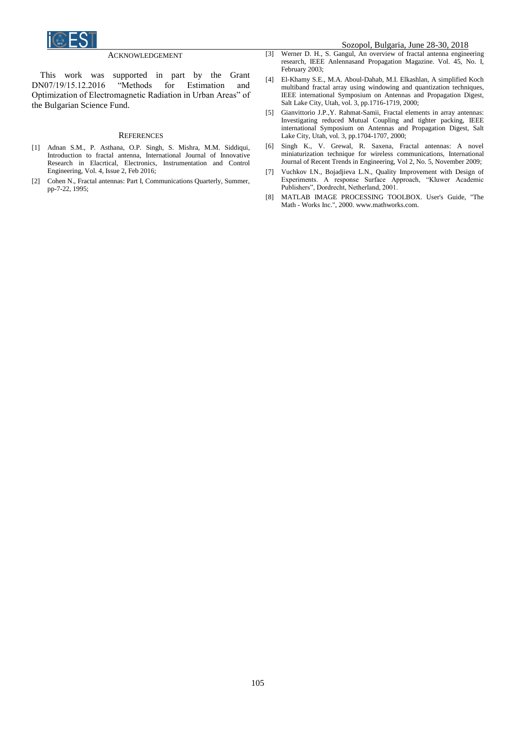## ACKNOWLEDGEMENT

This work was supported in part by the Grant DN07/19/15.12.2016 "Methods for Estimation and Optimization of Electromagnetic Radiation in Urban Areas" of the Bulgarian Science Fund.

## REFERENCES

[1] Adnan S.M., P. Asthana, O.P. Singh, S. Mishra, M.M. Siddiqui, Introduction to fractal antenna, International Journal of Innovative Research in Elacrtical, Electronics, Instrumentation and Control Engineering, Vol. 4, Issue 2, Feb 2016;

[2] Cohen N., Fractal antennas: Part I, Communications Quarterly, Summer, pp-7-22, 1995;

[3] Werner D. H., S. Gangul, An overview of fractal antenna engineering research, IEEE Anlennasand Propagation Magazine. Vol. 45, No. I, February 2003;

[4] El-Khamy S.E., M.A. Aboul-Dahab, M.I. Elkashlan, A simplified Koch multiband fractal array using windowing and quantization techniques, IEEE international Symposium on Antennas and Propagation Digest, Salt Lake City, Utah, vol. 3, pp.1716-1719, 2000;

[5] Gianvittorio J.P.,Y. Rahmat-Samii, Fractal elements in array antennas: Investigating reduced Mutual Coupling and tighter packing, IEEE international Symposium on Antennas and Propagation Digest, Salt Lake City, Utah, vol. 3, pp.1704-1707, 2000;

[6] Singh K., V. Grewal, R. Saxena, Fractal antennas: A novel miniaturization technique for wireless communications, International Journal of Recent Trends in Engineering, Vol 2, No. 5, November 2009;

[7] Vuchkov I.N., Bojadjieva L.N., Quality Improvement with Design of Experiments. A response Surface Approach, "Kluwer Academic Publishers", Dordrecht, Netherland, 2001.

[8] MATLAB IMAGE PROCESSING TOOLBOX. User's Guide, "The Math - Works Inc.", 2000. www.mathworks.com.